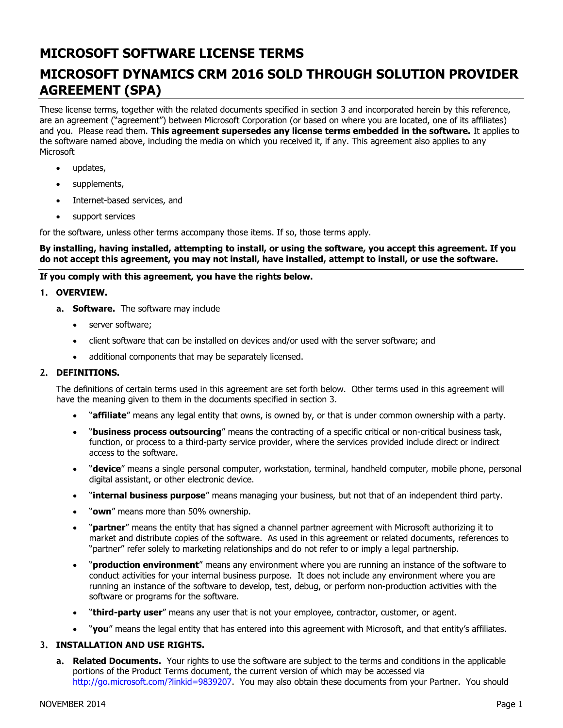# MICROSOFT SOFTWARE LICENSE TERMS

# MICROSOFT DYNAMICS CRM 2016 SOLD THROUGH SOLUTION PROVIDER AGREEMENT (SPA)

These license terms, together with the related documents specified in section 3 and incorporated herein by this reference, are an agreement ("agreement") between Microsoft Corporation (or based on where you are located, one of its affiliates) and you. Please read them. **This agreement supersedes any license terms embedded in the software.** It applies to the software named above, including the media on which you received it, if any. This agreement also applies to any Microsoft

- updates,
- supplements,
- Internet-based services, and
- support services

for the software, unless other terms accompany those items. If so, those terms apply.

**By installing, having installed, attempting to install, or using the software, you accept this agreement. If you do not accept this agreement, you may not install, have installed, attempt to install, or use the software.**

**If you comply with this agreement, you have the rights below.**

1. **OVERVIEW.**

   a. **Software.** The software may include

   - server software;
   - client software that can be installed on devices and/or used with the server software; and
   - additional components that may be separately licensed.

2. **DEFINITIONS.**

   The definitions of certain terms used in this agreement are set forth below. Other terms used in this agreement will have the meaning given to them in the documents specified in section 3.

   - "**affiliate**" means any legal entity that owns, is owned by, or that is under common ownership with a party.
   - "**business process outsourcing**" means the contracting of a specific critical or non-critical business task, function, or process to a third-party service provider, where the services provided include direct or indirect access to the software.
   - "**device**" means a single personal computer, workstation, terminal, handheld computer, mobile phone, personal digital assistant, or other electronic device.
   - "**internal business purpose**" means managing your business, but not that of an independent third party.
   - "**own**" means more than 50% ownership.
   - "**partner**" means the entity that has signed a channel partner agreement with Microsoft authorizing it to market and distribute copies of the software. As used in this agreement or related documents, references to "partner" refer solely to marketing relationships and do not refer to or imply a legal partnership.
   - "**production environment**" means any environment where you are running an instance of the software to conduct activities for your internal business purpose. It does not include any environment where you are running an instance of the software to develop, test, debug, or perform non-production activities with the software or programs for the software.
   - "**third-party user**" means any user that is not your employee, contractor, customer, or agent.
   - "**you**" means the legal entity that has entered into this agreement with Microsoft, and that entity's affiliates.

3. **INSTALLATION AND USE RIGHTS.**

   a. **Related Documents.** Your rights to use the software are subject to the terms and conditions in the applicable portions of the Product Terms document, the current version of which may be accessed via http://go.microsoft.com/?linkid=9839207. You may also obtain these documents from your Partner. You should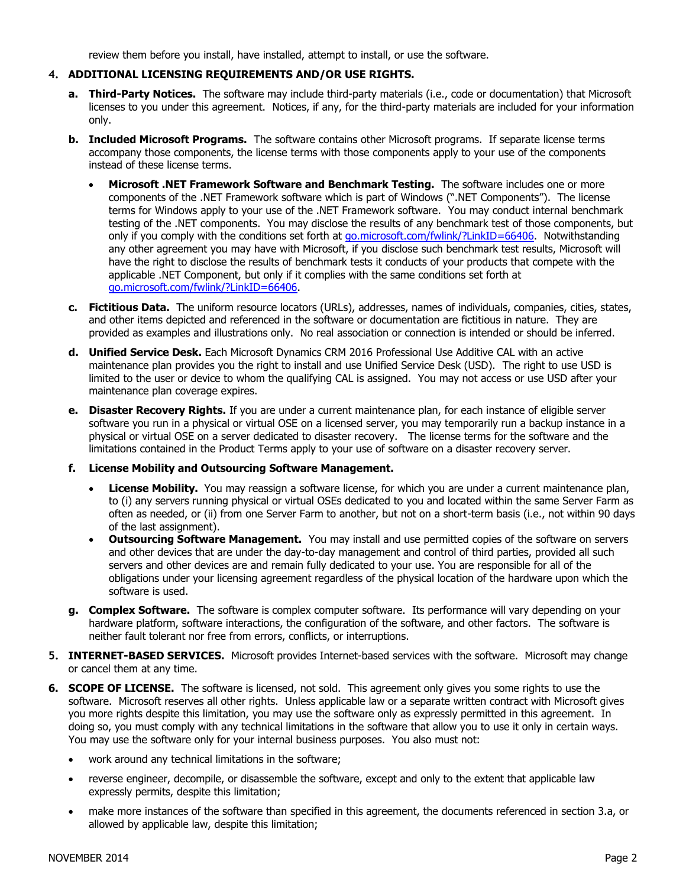review them before you install, have installed, attempt to install, or use the software.

4. **ADDITIONAL LICENSING REQUIREMENTS AND/OR USE RIGHTS.**

   **a. Third-Party Notices.** The software may include third-party materials (i.e., code or documentation) that Microsoft licenses to you under this agreement. Notices, if any, for the third-party materials are included for your information only.

   **b. Included Microsoft Programs.** The software contains other Microsoft programs. If separate license terms accompany those components, the license terms with those components apply to your use of the components instead of these license terms.

   - **Microsoft .NET Framework Software and Benchmark Testing.** The software includes one or more components of the .NET Framework software which is part of Windows (".NET Components"). The license terms for Windows apply to your use of the .NET Framework software. You may conduct internal benchmark testing of the .NET components. You may disclose the results of any benchmark test of those components, but only if you comply with the conditions set forth at go.microsoft.com/fwlink/?LinkID=66406. Notwithstanding any other agreement you may have with Microsoft, if you disclose such benchmark test results, Microsoft will have the right to disclose the results of benchmark tests it conducts of your products that compete with the applicable .NET Component, but only if it complies with the same conditions set forth at go.microsoft.com/fwlink/?LinkID=66406.

   **c. Fictitious Data.** The uniform resource locators (URLs), addresses, names of individuals, companies, cities, states, and other items depicted and referenced in the software or documentation are fictitious in nature. They are provided as examples and illustrations only. No real association or connection is intended or should be inferred.

   **d. Unified Service Desk.** Each Microsoft Dynamics CRM 2016 Professional Use Additive CAL with an active maintenance plan provides you the right to install and use Unified Service Desk (USD). The right to use USD is limited to the user or device to whom the qualifying CAL is assigned. You may not access or use USD after your maintenance plan coverage expires.

   **e. Disaster Recovery Rights.** If you are under a current maintenance plan, for each instance of eligible server software you run in a physical or virtual OSE on a licensed server, you may temporarily run a backup instance in a physical or virtual OSE on a server dedicated to disaster recovery. The license terms for the software and the limitations contained in the Product Terms apply to your use of software on a disaster recovery server.

   **f. License Mobility and Outsourcing Software Management.**

   - **License Mobility.** You may reassign a software license, for which you are under a current maintenance plan, to (i) any servers running physical or virtual OSEs dedicated to you and located within the same Server Farm as often as needed, or (ii) from one Server Farm to another, but not on a short-term basis (i.e., not within 90 days of the last assignment).
   - **Outsourcing Software Management.** You may install and use permitted copies of the software on servers and other devices that are under the day-to-day management and control of third parties, provided all such servers and other devices are and remain fully dedicated to your use. You are responsible for all of the obligations under your licensing agreement regardless of the physical location of the hardware upon which the software is used.

   **g. Complex Software.** The software is complex computer software. Its performance will vary depending on your hardware platform, software interactions, the configuration of the software, and other factors. The software is neither fault tolerant nor free from errors, conflicts, or interruptions.

5. **INTERNET-BASED SERVICES.** Microsoft provides Internet-based services with the software. Microsoft may change or cancel them at any time.

6. **SCOPE OF LICENSE.** The software is licensed, not sold. This agreement only gives you some rights to use the software. Microsoft reserves all other rights. Unless applicable law or a separate written contract with Microsoft gives you more rights despite this limitation, you may use the software only as expressly permitted in this agreement. In doing so, you must comply with any technical limitations in the software that allow you to use it only in certain ways. You may use the software only for your internal business purposes. You also must not:

   - work around any technical limitations in the software;
   - reverse engineer, decompile, or disassemble the software, except and only to the extent that applicable law expressly permits, despite this limitation;
   - make more instances of the software than specified in this agreement, the documents referenced in section 3.a, or allowed by applicable law, despite this limitation;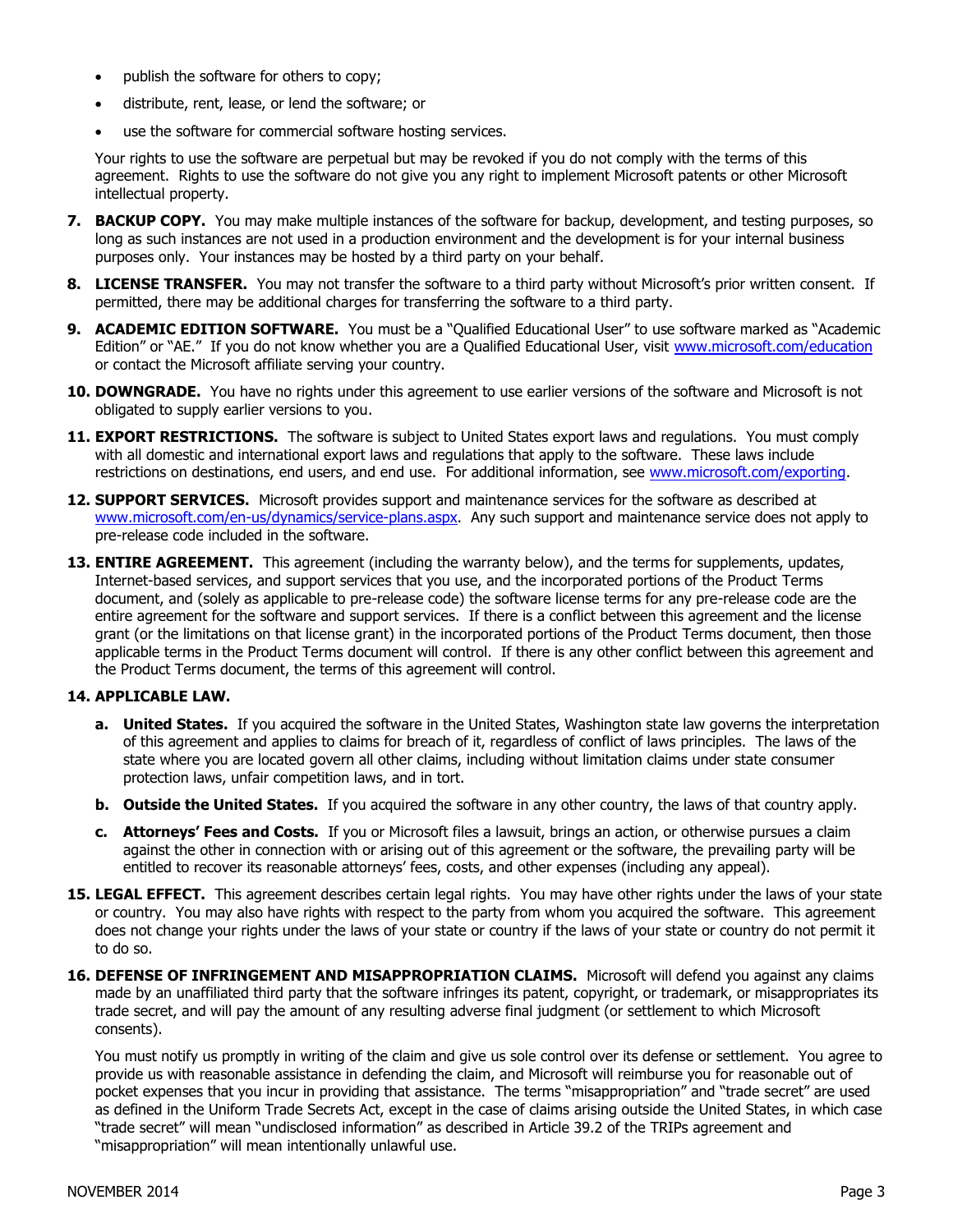- publish the software for others to copy;
- distribute, rent, lease, or lend the software; or
- use the software for commercial software hosting services.

Your rights to use the software are perpetual but may be revoked if you do not comply with the terms of this agreement. Rights to use the software do not give you any right to implement Microsoft patents or other Microsoft intellectual property.

7. **BACKUP COPY.** You may make multiple instances of the software for backup, development, and testing purposes, so long as such instances are not used in a production environment and the development is for your internal business purposes only. Your instances may be hosted by a third party on your behalf.

8. **LICENSE TRANSFER.** You may not transfer the software to a third party without Microsoft's prior written consent. If permitted, there may be additional charges for transferring the software to a third party.

9. **ACADEMIC EDITION SOFTWARE.** You must be a "Qualified Educational User" to use software marked as "Academic Edition" or "AE." If you do not know whether you are a Qualified Educational User, visit www.microsoft.com/education or contact the Microsoft affiliate serving your country.

10. **DOWNGRADE.** You have no rights under this agreement to use earlier versions of the software and Microsoft is not obligated to supply earlier versions to you.

11. **EXPORT RESTRICTIONS.** The software is subject to United States export laws and regulations. You must comply with all domestic and international export laws and regulations that apply to the software. These laws include restrictions on destinations, end users, and end use. For additional information, see www.microsoft.com/exporting.

12. **SUPPORT SERVICES.** Microsoft provides support and maintenance services for the software as described at www.microsoft.com/en-us/dynamics/service-plans.aspx. Any such support and maintenance service does not apply to pre-release code included in the software.

13. **ENTIRE AGREEMENT.** This agreement (including the warranty below), and the terms for supplements, updates, Internet-based services, and support services that you use, and the incorporated portions of the Product Terms document, and (solely as applicable to pre-release code) the software license terms for any pre-release code are the entire agreement for the software and support services. If there is a conflict between this agreement and the license grant (or the limitations on that license grant) in the incorporated portions of the Product Terms document, then those applicable terms in the Product Terms document will control. If there is any other conflict between this agreement and the Product Terms document, the terms of this agreement will control.

14. **APPLICABLE LAW.**

    a. **United States.** If you acquired the software in the United States, Washington state law governs the interpretation of this agreement and applies to claims for breach of it, regardless of conflict of laws principles. The laws of the state where you are located govern all other claims, including without limitation claims under state consumer protection laws, unfair competition laws, and in tort.

    b. **Outside the United States.** If you acquired the software in any other country, the laws of that country apply.

    c. **Attorneys' Fees and Costs.** If you or Microsoft files a lawsuit, brings an action, or otherwise pursues a claim against the other in connection with or arising out of this agreement or the software, the prevailing party will be entitled to recover its reasonable attorneys' fees, costs, and other expenses (including any appeal).

15. **LEGAL EFFECT.** This agreement describes certain legal rights. You may have other rights under the laws of your state or country. You may also have rights with respect to the party from whom you acquired the software. This agreement does not change your rights under the laws of your state or country if the laws of your state or country do not permit it to do so.

16. **DEFENSE OF INFRINGEMENT AND MISAPPROPRIATION CLAIMS.** Microsoft will defend you against any claims made by an unaffiliated third party that the software infringes its patent, copyright, or trademark, or misappropriates its trade secret, and will pay the amount of any resulting adverse final judgment (or settlement to which Microsoft consents).

    You must notify us promptly in writing of the claim and give us sole control over its defense or settlement. You agree to provide us with reasonable assistance in defending the claim, and Microsoft will reimburse you for reasonable out of pocket expenses that you incur in providing that assistance. The terms "misappropriation" and "trade secret" are used as defined in the Uniform Trade Secrets Act, except in the case of claims arising outside the United States, in which case "trade secret" will mean "undisclosed information" as described in Article 39.2 of the TRIPs agreement and "misappropriation" will mean intentionally unlawful use.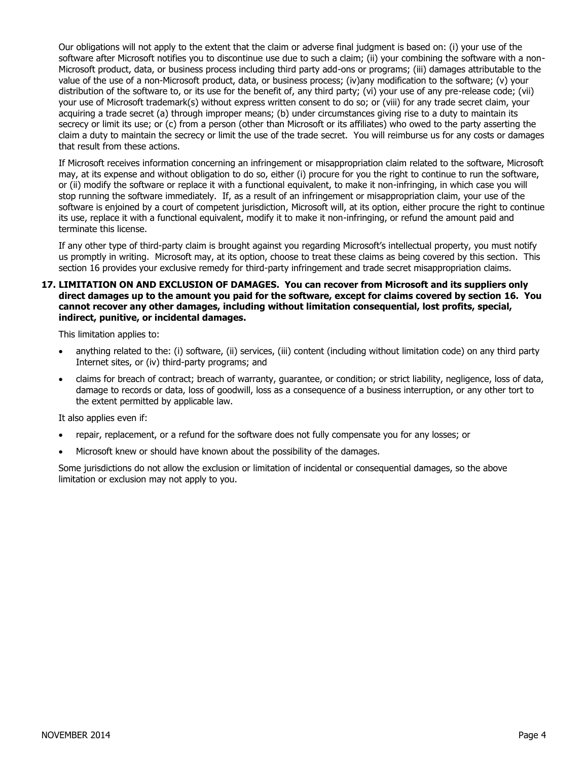Our obligations will not apply to the extent that the claim or adverse final judgment is based on: (i) your use of the software after Microsoft notifies you to discontinue use due to such a claim; (ii) your combining the software with a non-Microsoft product, data, or business process including third party add-ons or programs; (iii) damages attributable to the value of the use of a non-Microsoft product, data, or business process; (iv)any modification to the software; (v) your distribution of the software to, or its use for the benefit of, any third party; (vi) your use of any pre-release code; (vii) your use of Microsoft trademark(s) without express written consent to do so; or (viii) for any trade secret claim, your acquiring a trade secret (a) through improper means; (b) under circumstances giving rise to a duty to maintain its secrecy or limit its use; or (c) from a person (other than Microsoft or its affiliates) who owed to the party asserting the claim a duty to maintain the secrecy or limit the use of the trade secret. You will reimburse us for any costs or damages that result from these actions.

If Microsoft receives information concerning an infringement or misappropriation claim related to the software, Microsoft may, at its expense and without obligation to do so, either (i) procure for you the right to continue to run the software, or (ii) modify the software or replace it with a functional equivalent, to make it non-infringing, in which case you will stop running the software immediately. If, as a result of an infringement or misappropriation claim, your use of the software is enjoined by a court of competent jurisdiction, Microsoft will, at its option, either procure the right to continue its use, replace it with a functional equivalent, modify it to make it non-infringing, or refund the amount paid and terminate this license.

If any other type of third-party claim is brought against you regarding Microsoft's intellectual property, you must notify us promptly in writing. Microsoft may, at its option, choose to treat these claims as being covered by this section. This section 16 provides your exclusive remedy for third-party infringement and trade secret misappropriation claims.

**17. LIMITATION ON AND EXCLUSION OF DAMAGES. You can recover from Microsoft and its suppliers only direct damages up to the amount you paid for the software, except for claims covered by section 16. You cannot recover any other damages, including without limitation consequential, lost profits, special, indirect, punitive, or incidental damages.**

This limitation applies to:

- anything related to the: (i) software, (ii) services, (iii) content (including without limitation code) on any third party Internet sites, or (iv) third-party programs; and
- claims for breach of contract; breach of warranty, guarantee, or condition; or strict liability, negligence, loss of data, damage to records or data, loss of goodwill, loss as a consequence of a business interruption, or any other tort to the extent permitted by applicable law.

It also applies even if:

- repair, replacement, or a refund for the software does not fully compensate you for any losses; or
- Microsoft knew or should have known about the possibility of the damages.

Some jurisdictions do not allow the exclusion or limitation of incidental or consequential damages, so the above limitation or exclusion may not apply to you.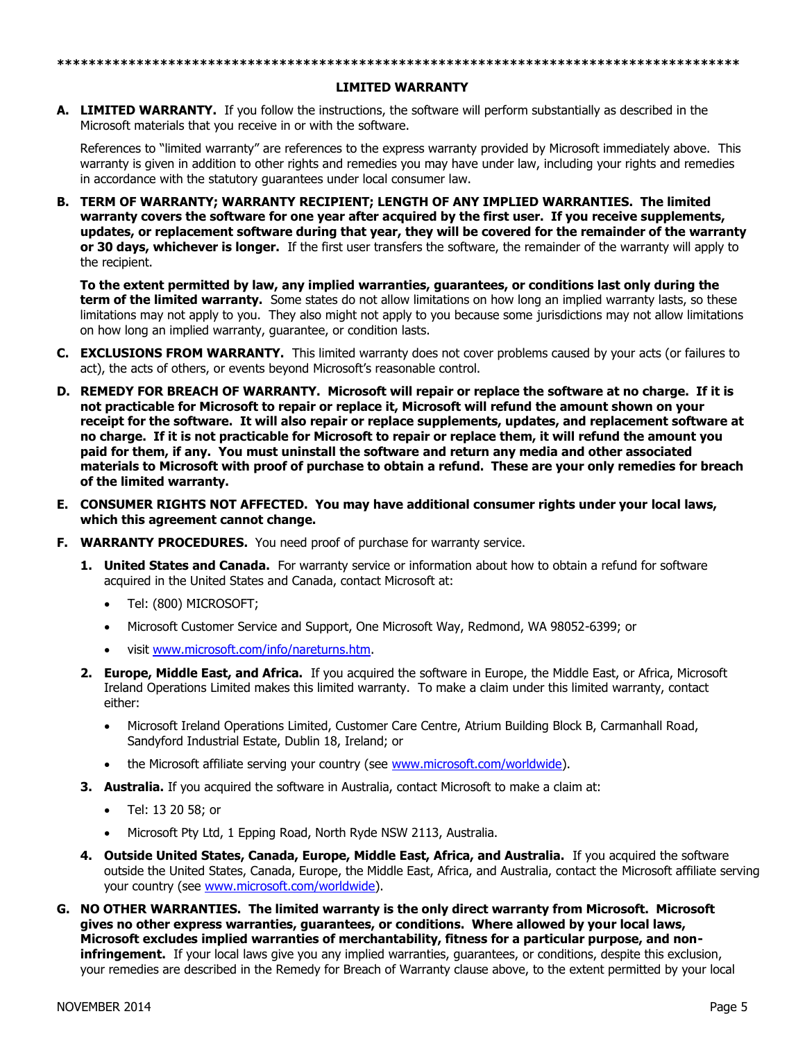\*\*\*\*\*\*\*\*\*\*\*\*\*\*\*\*\*\*\*\*\*\*\*\*\*\*\*\*\*\*\*\*\*\*\*\*\*\*\*\*\*\*\*\*\*\*\*\*\*\*\*\*\*\*\*\*\*\*\*\*\*\*\*\*\*\*\*\*\*\*\*\*\*\*\*\*\*\*\*\*\*\*\*\*\*\*\*

## LIMITED WARRANTY

**A. LIMITED WARRANTY.** If you follow the instructions, the software will perform substantially as described in the Microsoft materials that you receive in or with the software.

References to "limited warranty" are references to the express warranty provided by Microsoft immediately above. This warranty is given in addition to other rights and remedies you may have under law, including your rights and remedies in accordance with the statutory guarantees under local consumer law.

**B. TERM OF WARRANTY; WARRANTY RECIPIENT; LENGTH OF ANY IMPLIED WARRANTIES. The limited warranty covers the software for one year after acquired by the first user. If you receive supplements, updates, or replacement software during that year, they will be covered for the remainder of the warranty or 30 days, whichever is longer.** If the first user transfers the software, the remainder of the warranty will apply to the recipient.

**To the extent permitted by law, any implied warranties, guarantees, or conditions last only during the term of the limited warranty.** Some states do not allow limitations on how long an implied warranty lasts, so these limitations may not apply to you. They also might not apply to you because some jurisdictions may not allow limitations on how long an implied warranty, guarantee, or condition lasts.

**C. EXCLUSIONS FROM WARRANTY.** This limited warranty does not cover problems caused by your acts (or failures to act), the acts of others, or events beyond Microsoft's reasonable control.

**D. REMEDY FOR BREACH OF WARRANTY. Microsoft will repair or replace the software at no charge. If it is not practicable for Microsoft to repair or replace it, Microsoft will refund the amount shown on your receipt for the software. It will also repair or replace supplements, updates, and replacement software at no charge. If it is not practicable for Microsoft to repair or replace them, it will refund the amount you paid for them, if any. You must uninstall the software and return any media and other associated materials to Microsoft with proof of purchase to obtain a refund. These are your only remedies for breach of the limited warranty.**

**E. CONSUMER RIGHTS NOT AFFECTED. You may have additional consumer rights under your local laws, which this agreement cannot change.**

**F. WARRANTY PROCEDURES.** You need proof of purchase for warranty service.

1. **United States and Canada.** For warranty service or information about how to obtain a refund for software acquired in the United States and Canada, contact Microsoft at:
   - Tel: (800) MICROSOFT;
   - Microsoft Customer Service and Support, One Microsoft Way, Redmond, WA 98052-6399; or
   - visit www.microsoft.com/info/nareturns.htm.
2. **Europe, Middle East, and Africa.** If you acquired the software in Europe, the Middle East, or Africa, Microsoft Ireland Operations Limited makes this limited warranty. To make a claim under this limited warranty, contact either:
   - Microsoft Ireland Operations Limited, Customer Care Centre, Atrium Building Block B, Carmanhall Road, Sandyford Industrial Estate, Dublin 18, Ireland; or
   - the Microsoft affiliate serving your country (see www.microsoft.com/worldwide).
3. **Australia.** If you acquired the software in Australia, contact Microsoft to make a claim at:
   - Tel: 13 20 58; or
   - Microsoft Pty Ltd, 1 Epping Road, North Ryde NSW 2113, Australia.
4. **Outside United States, Canada, Europe, Middle East, Africa, and Australia.** If you acquired the software outside the United States, Canada, Europe, the Middle East, Africa, and Australia, contact the Microsoft affiliate serving your country (see www.microsoft.com/worldwide).

**G. NO OTHER WARRANTIES. The limited warranty is the only direct warranty from Microsoft. Microsoft gives no other express warranties, guarantees, or conditions. Where allowed by your local laws, Microsoft excludes implied warranties of merchantability, fitness for a particular purpose, and non-infringement.** If your local laws give you any implied warranties, guarantees, or conditions, despite this exclusion, your remedies are described in the Remedy for Breach of Warranty clause above, to the extent permitted by your local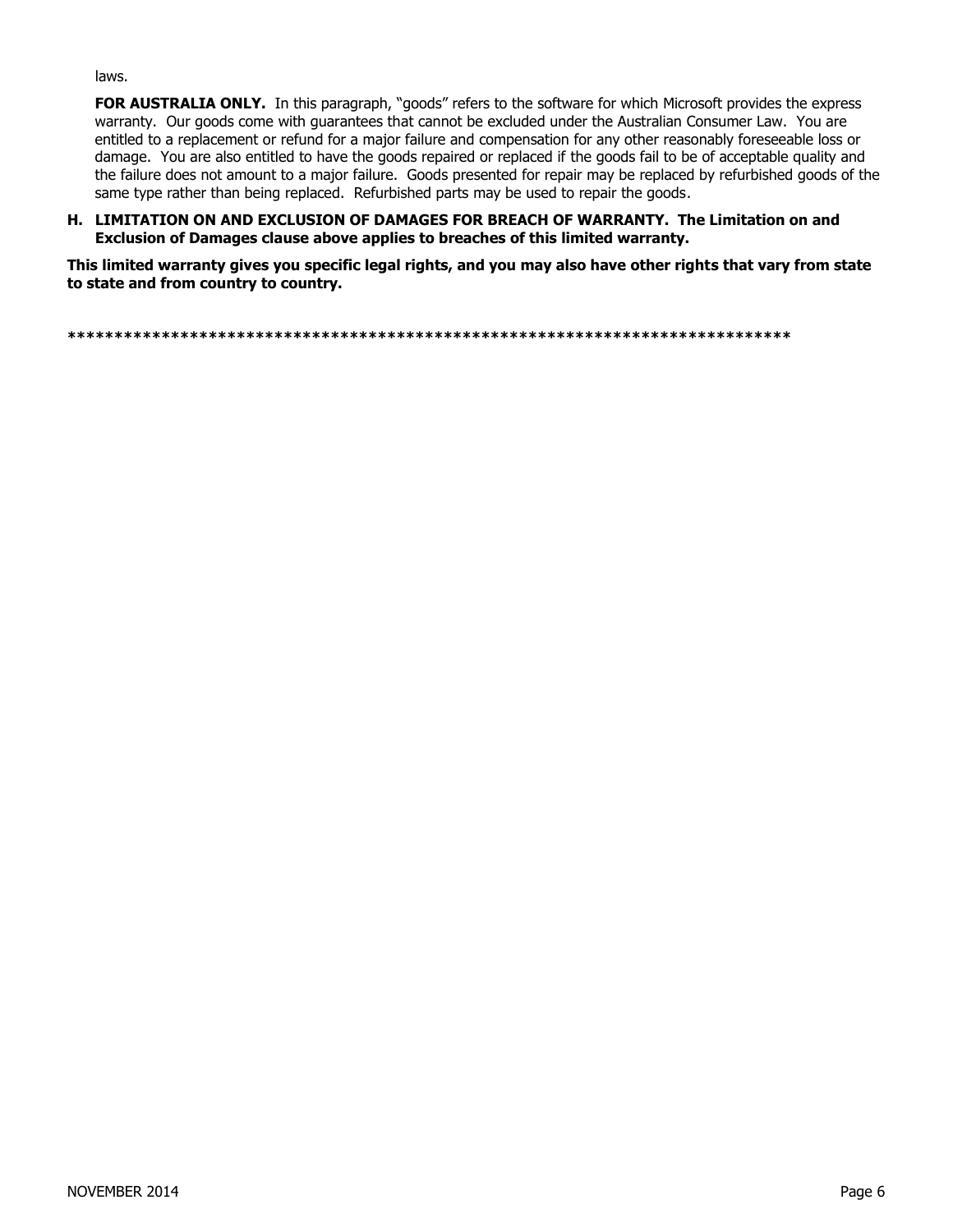laws.

**FOR AUSTRALIA ONLY.** In this paragraph, "goods" refers to the software for which Microsoft provides the express warranty. Our goods come with guarantees that cannot be excluded under the Australian Consumer Law. You are entitled to a replacement or refund for a major failure and compensation for any other reasonably foreseeable loss or damage. You are also entitled to have the goods repaired or replaced if the goods fail to be of acceptable quality and the failure does not amount to a major failure. Goods presented for repair may be replaced by refurbished goods of the same type rather than being replaced. Refurbished parts may be used to repair the goods.

**H. LIMITATION ON AND EXCLUSION OF DAMAGES FOR BREACH OF WARRANTY. The Limitation on and Exclusion of Damages clause above applies to breaches of this limited warranty.**

**This limited warranty gives you specific legal rights, and you may also have other rights that vary from state to state and from country to country.**

**************************************************************************